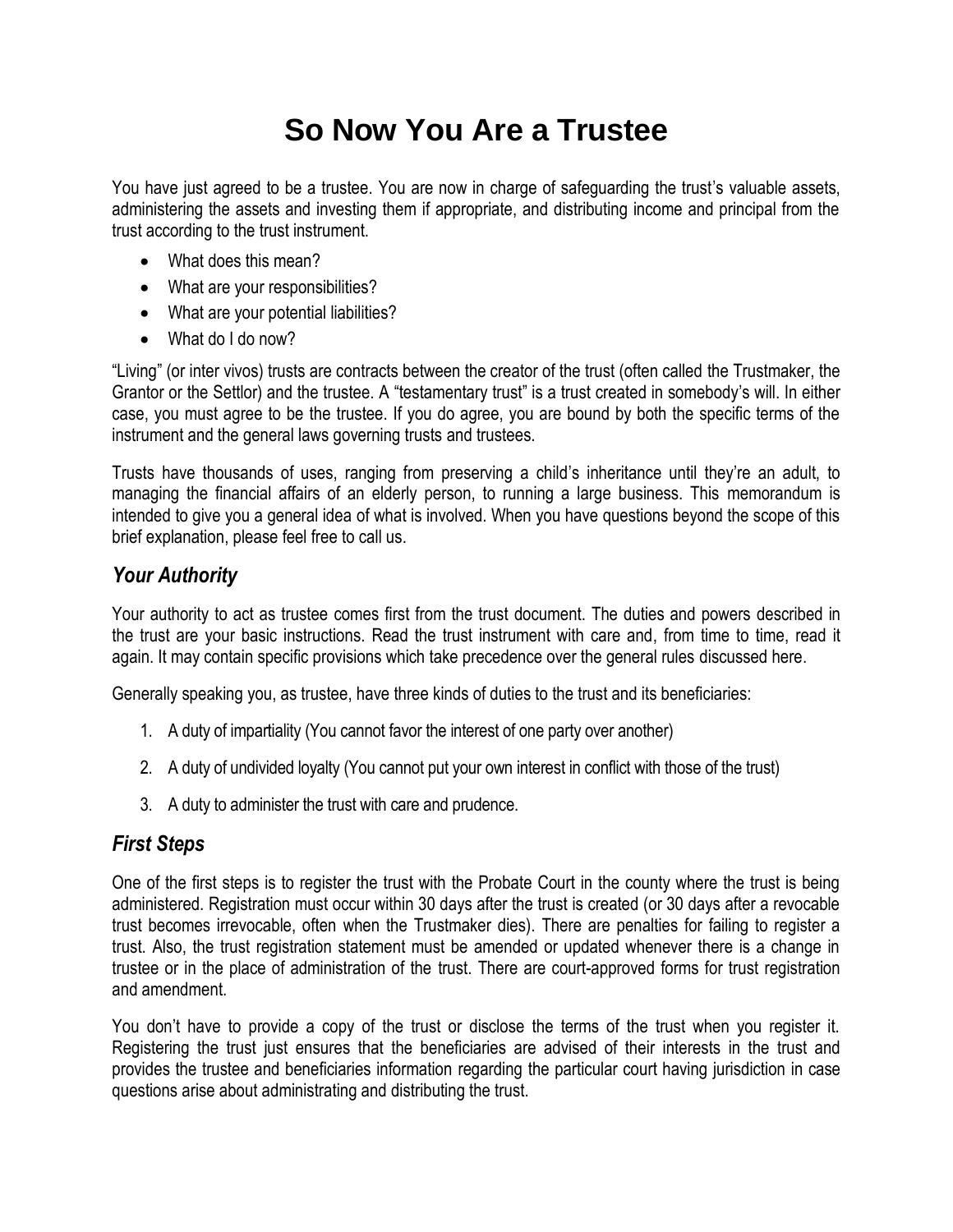# So Now You Are a Trustee

You have just agreed to be a trustee. You are now in charge of safeguarding the trust's valuable assets, administering the assets and investing them if appropriate, and distributing income and principal from the trust according to the trust instrument.

- What does this mean?
- What are your responsibilities?
- What are your potential liabilities?
- What do I do now?

"Living" (or inter vivos) trusts are contracts between the creator of the trust (often called the Trustmaker, the Grantor or the Settlor) and the trustee. A "testamentary trust" is a trust created in somebody's will. In either case, you must agree to be the trustee. If you do agree, you are bound by both the specific terms of the instrument and the general laws governing trusts and trustees.

Trusts have thousands of uses, ranging from preserving a child's inheritance until they're an adult, to managing the financial affairs of an elderly person, to running a large business. This memorandum is intended to give you a general idea of what is involved. When you have questions beyond the scope of this brief explanation, please feel free to call us.

## *Your Authority*

Your authority to act as trustee comes first from the trust document. The duties and powers described in the trust are your basic instructions. Read the trust instrument with care and, from time to time, read it again. It may contain specific provisions which take precedence over the general rules discussed here.

Generally speaking you, as trustee, have three kinds of duties to the trust and its beneficiaries:

1. A duty of impartiality (You cannot favor the interest of one party over another)
2. A duty of undivided loyalty (You cannot put your own interest in conflict with those of the trust)
3. A duty to administer the trust with care and prudence.

## *First Steps*

One of the first steps is to register the trust with the Probate Court in the county where the trust is being administered. Registration must occur within 30 days after the trust is created (or 30 days after a revocable trust becomes irrevocable, often when the Trustmaker dies). There are penalties for failing to register a trust. Also, the trust registration statement must be amended or updated whenever there is a change in trustee or in the place of administration of the trust. There are court-approved forms for trust registration and amendment.

You don't have to provide a copy of the trust or disclose the terms of the trust when you register it. Registering the trust just ensures that the beneficiaries are advised of their interests in the trust and provides the trustee and beneficiaries information regarding the particular court having jurisdiction in case questions arise about administrating and distributing the trust.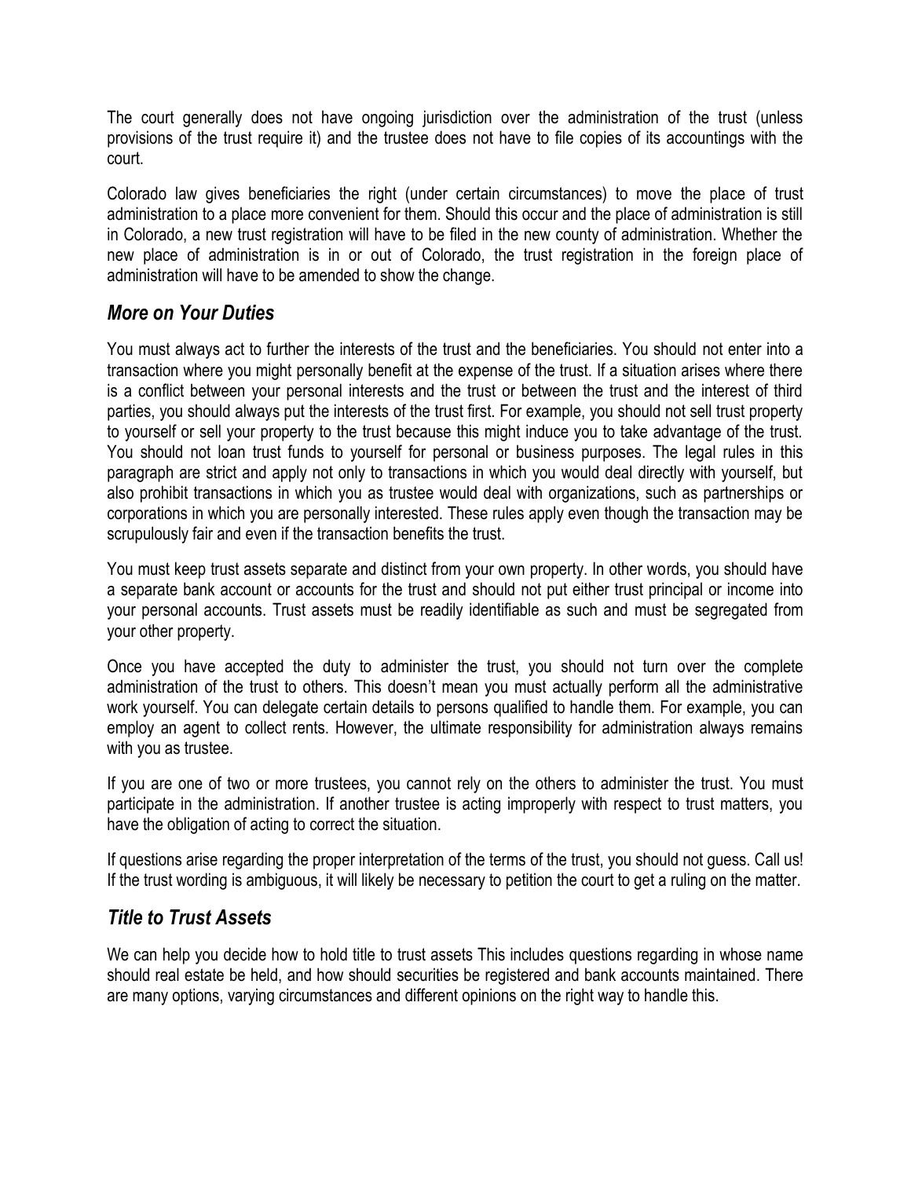The court generally does not have ongoing jurisdiction over the administration of the trust (unless provisions of the trust require it) and the trustee does not have to file copies of its accountings with the court.

Colorado law gives beneficiaries the right (under certain circumstances) to move the place of trust administration to a place more convenient for them. Should this occur and the place of administration is still in Colorado, a new trust registration will have to be filed in the new county of administration. Whether the new place of administration is in or out of Colorado, the trust registration in the foreign place of administration will have to be amended to show the change.

## *More on Your Duties*

You must always act to further the interests of the trust and the beneficiaries. You should not enter into a transaction where you might personally benefit at the expense of the trust. If a situation arises where there is a conflict between your personal interests and the trust or between the trust and the interest of third parties, you should always put the interests of the trust first. For example, you should not sell trust property to yourself or sell your property to the trust because this might induce you to take advantage of the trust. You should not loan trust funds to yourself for personal or business purposes. The legal rules in this paragraph are strict and apply not only to transactions in which you would deal directly with yourself, but also prohibit transactions in which you as trustee would deal with organizations, such as partnerships or corporations in which you are personally interested. These rules apply even though the transaction may be scrupulously fair and even if the transaction benefits the trust.

You must keep trust assets separate and distinct from your own property. In other words, you should have a separate bank account or accounts for the trust and should not put either trust principal or income into your personal accounts. Trust assets must be readily identifiable as such and must be segregated from your other property.

Once you have accepted the duty to administer the trust, you should not turn over the complete administration of the trust to others. This doesn't mean you must actually perform all the administrative work yourself. You can delegate certain details to persons qualified to handle them. For example, you can employ an agent to collect rents. However, the ultimate responsibility for administration always remains with you as trustee.

If you are one of two or more trustees, you cannot rely on the others to administer the trust. You must participate in the administration. If another trustee is acting improperly with respect to trust matters, you have the obligation of acting to correct the situation.

If questions arise regarding the proper interpretation of the terms of the trust, you should not guess. Call us! If the trust wording is ambiguous, it will likely be necessary to petition the court to get a ruling on the matter.

## *Title to Trust Assets*

We can help you decide how to hold title to trust assets This includes questions regarding in whose name should real estate be held, and how should securities be registered and bank accounts maintained. There are many options, varying circumstances and different opinions on the right way to handle this.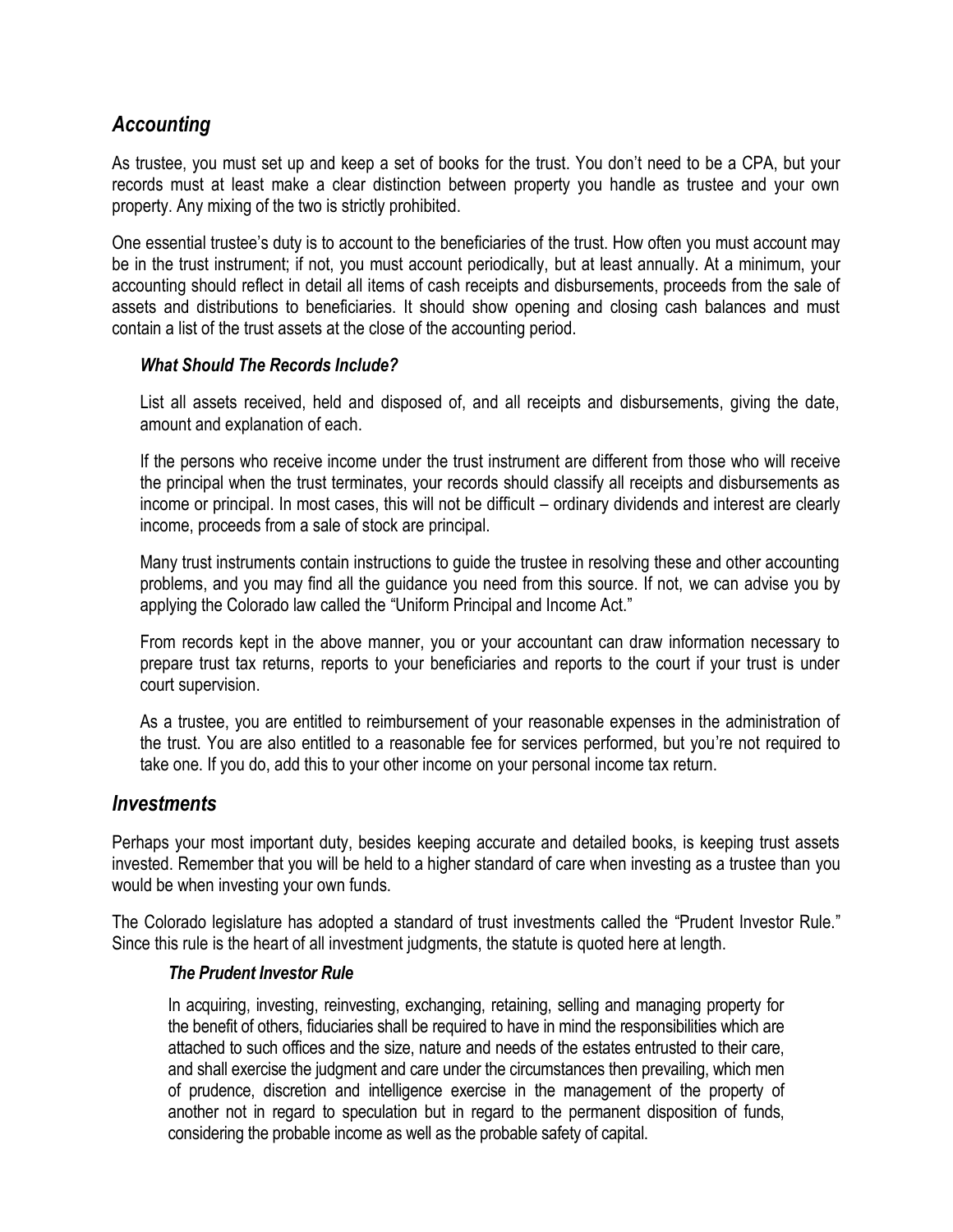## *Accounting*

As trustee, you must set up and keep a set of books for the trust. You don't need to be a CPA, but your records must at least make a clear distinction between property you handle as trustee and your own property. Any mixing of the two is strictly prohibited.

One essential trustee's duty is to account to the beneficiaries of the trust. How often you must account may be in the trust instrument; if not, you must account periodically, but at least annually. At a minimum, your accounting should reflect in detail all items of cash receipts and disbursements, proceeds from the sale of assets and distributions to beneficiaries. It should show opening and closing cash balances and must contain a list of the trust assets at the close of the accounting period.

### *What Should The Records Include?*

List all assets received, held and disposed of, and all receipts and disbursements, giving the date, amount and explanation of each.

If the persons who receive income under the trust instrument are different from those who will receive the principal when the trust terminates, your records should classify all receipts and disbursements as income or principal. In most cases, this will not be difficult – ordinary dividends and interest are clearly income, proceeds from a sale of stock are principal.

Many trust instruments contain instructions to guide the trustee in resolving these and other accounting problems, and you may find all the guidance you need from this source. If not, we can advise you by applying the Colorado law called the "Uniform Principal and Income Act."

From records kept in the above manner, you or your accountant can draw information necessary to prepare trust tax returns, reports to your beneficiaries and reports to the court if your trust is under court supervision.

As a trustee, you are entitled to reimbursement of your reasonable expenses in the administration of the trust. You are also entitled to a reasonable fee for services performed, but you're not required to take one. If you do, add this to your other income on your personal income tax return.

## *Investments*

Perhaps your most important duty, besides keeping accurate and detailed books, is keeping trust assets invested. Remember that you will be held to a higher standard of care when investing as a trustee than you would be when investing your own funds.

The Colorado legislature has adopted a standard of trust investments called the "Prudent Investor Rule." Since this rule is the heart of all investment judgments, the statute is quoted here at length.

### *The Prudent Investor Rule*

In acquiring, investing, reinvesting, exchanging, retaining, selling and managing property for the benefit of others, fiduciaries shall be required to have in mind the responsibilities which are attached to such offices and the size, nature and needs of the estates entrusted to their care, and shall exercise the judgment and care under the circumstances then prevailing, which men of prudence, discretion and intelligence exercise in the management of the property of another not in regard to speculation but in regard to the permanent disposition of funds, considering the probable income as well as the probable safety of capital.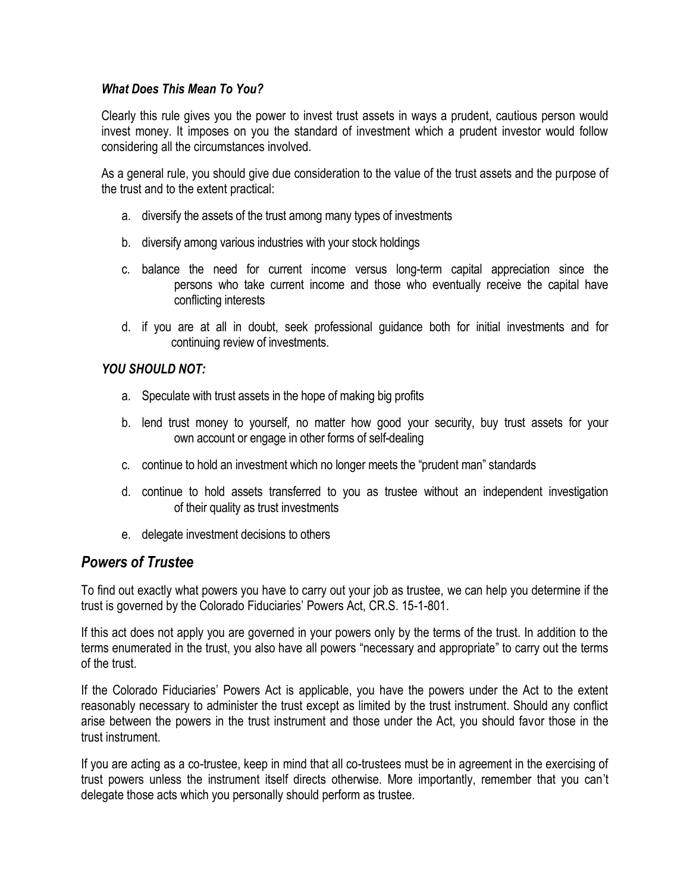### *What Does This Mean To You?*

Clearly this rule gives you the power to invest trust assets in ways a prudent, cautious person would invest money. It imposes on you the standard of investment which a prudent investor would follow considering all the circumstances involved.

As a general rule, you should give due consideration to the value of the trust assets and the purpose of the trust and to the extent practical:

a. diversify the assets of the trust among many types of investments

b. diversify among various industries with your stock holdings

c. balance the need for current income versus long-term capital appreciation since the persons who take current income and those who eventually receive the capital have conflicting interests

d. if you are at all in doubt, seek professional guidance both for initial investments and for continuing review of investments.

### *YOU SHOULD NOT:*

a. Speculate with trust assets in the hope of making big profits

b. lend trust money to yourself, no matter how good your security, buy trust assets for your own account or engage in other forms of self-dealing

c. continue to hold an investment which no longer meets the "prudent man" standards

d. continue to hold assets transferred to you as trustee without an independent investigation of their quality as trust investments

e. delegate investment decisions to others

## *Powers of Trustee*

To find out exactly what powers you have to carry out your job as trustee, we can help you determine if the trust is governed by the Colorado Fiduciaries' Powers Act, CR.S. 15-1-801.

If this act does not apply you are governed in your powers only by the terms of the trust. In addition to the terms enumerated in the trust, you also have all powers "necessary and appropriate" to carry out the terms of the trust.

If the Colorado Fiduciaries' Powers Act is applicable, you have the powers under the Act to the extent reasonably necessary to administer the trust except as limited by the trust instrument. Should any conflict arise between the powers in the trust instrument and those under the Act, you should favor those in the trust instrument.

If you are acting as a co-trustee, keep in mind that all co-trustees must be in agreement in the exercising of trust powers unless the instrument itself directs otherwise. More importantly, remember that you can't delegate those acts which you personally should perform as trustee.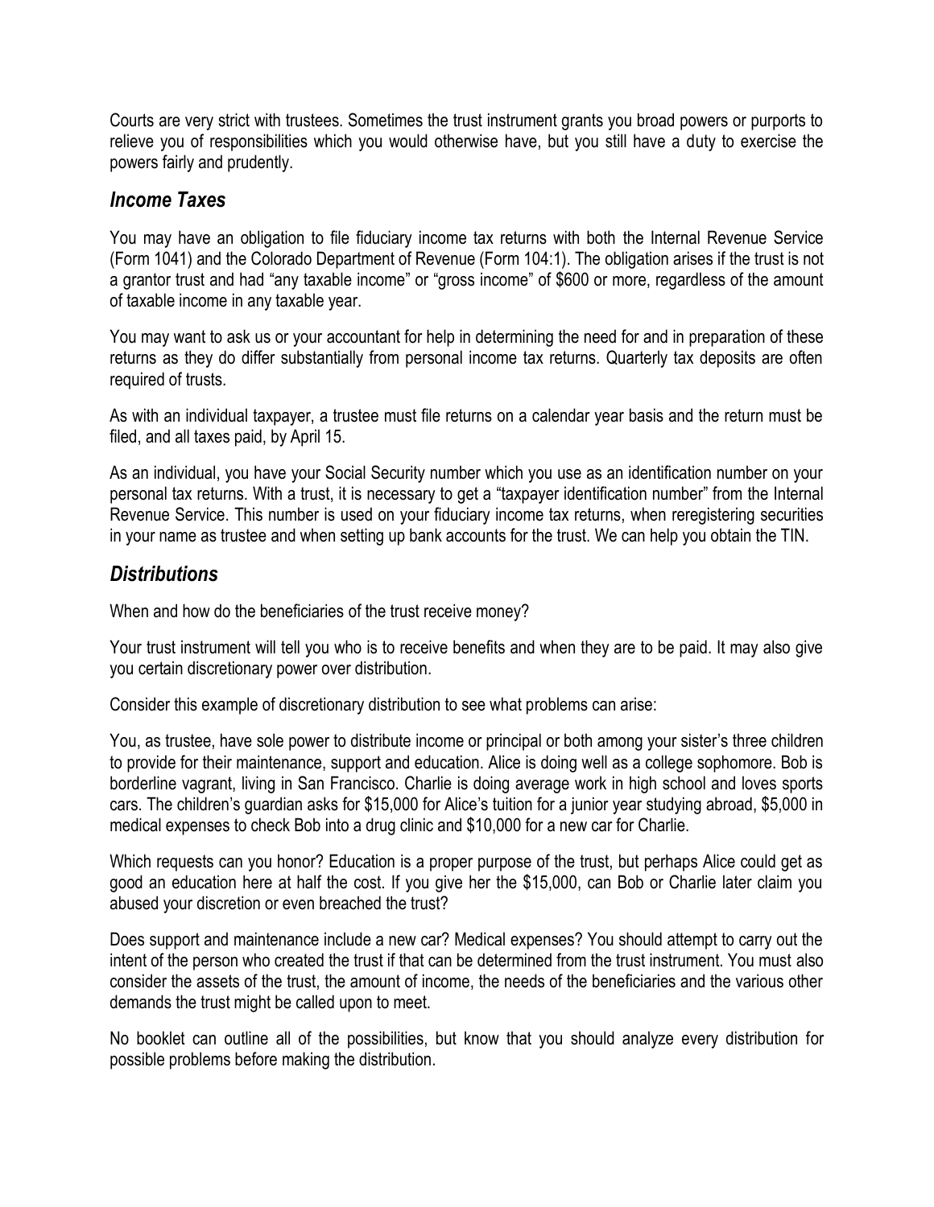Courts are very strict with trustees. Sometimes the trust instrument grants you broad powers or purports to relieve you of responsibilities which you would otherwise have, but you still have a duty to exercise the powers fairly and prudently.

## *Income Taxes*

You may have an obligation to file fiduciary income tax returns with both the Internal Revenue Service (Form 1041) and the Colorado Department of Revenue (Form 104:1). The obligation arises if the trust is not a grantor trust and had "any taxable income" or "gross income" of $600 or more, regardless of the amount of taxable income in any taxable year.

You may want to ask us or your accountant for help in determining the need for and in preparation of these returns as they do differ substantially from personal income tax returns. Quarterly tax deposits are often required of trusts.

As with an individual taxpayer, a trustee must file returns on a calendar year basis and the return must be filed, and all taxes paid, by April 15.

As an individual, you have your Social Security number which you use as an identification number on your personal tax returns. With a trust, it is necessary to get a "taxpayer identification number" from the Internal Revenue Service. This number is used on your fiduciary income tax returns, when reregistering securities in your name as trustee and when setting up bank accounts for the trust. We can help you obtain the TIN.

## *Distributions*

When and how do the beneficiaries of the trust receive money?

Your trust instrument will tell you who is to receive benefits and when they are to be paid. It may also give you certain discretionary power over distribution.

Consider this example of discretionary distribution to see what problems can arise:

You, as trustee, have sole power to distribute income or principal or both among your sister's three children to provide for their maintenance, support and education. Alice is doing well as a college sophomore. Bob is borderline vagrant, living in San Francisco. Charlie is doing average work in high school and loves sports cars. The children's guardian asks for $15,000 for Alice's tuition for a junior year studying abroad, $5,000 in medical expenses to check Bob into a drug clinic and $10,000 for a new car for Charlie.

Which requests can you honor? Education is a proper purpose of the trust, but perhaps Alice could get as good an education here at half the cost. If you give her the $15,000, can Bob or Charlie later claim you abused your discretion or even breached the trust?

Does support and maintenance include a new car? Medical expenses? You should attempt to carry out the intent of the person who created the trust if that can be determined from the trust instrument. You must also consider the assets of the trust, the amount of income, the needs of the beneficiaries and the various other demands the trust might be called upon to meet.

No booklet can outline all of the possibilities, but know that you should analyze every distribution for possible problems before making the distribution.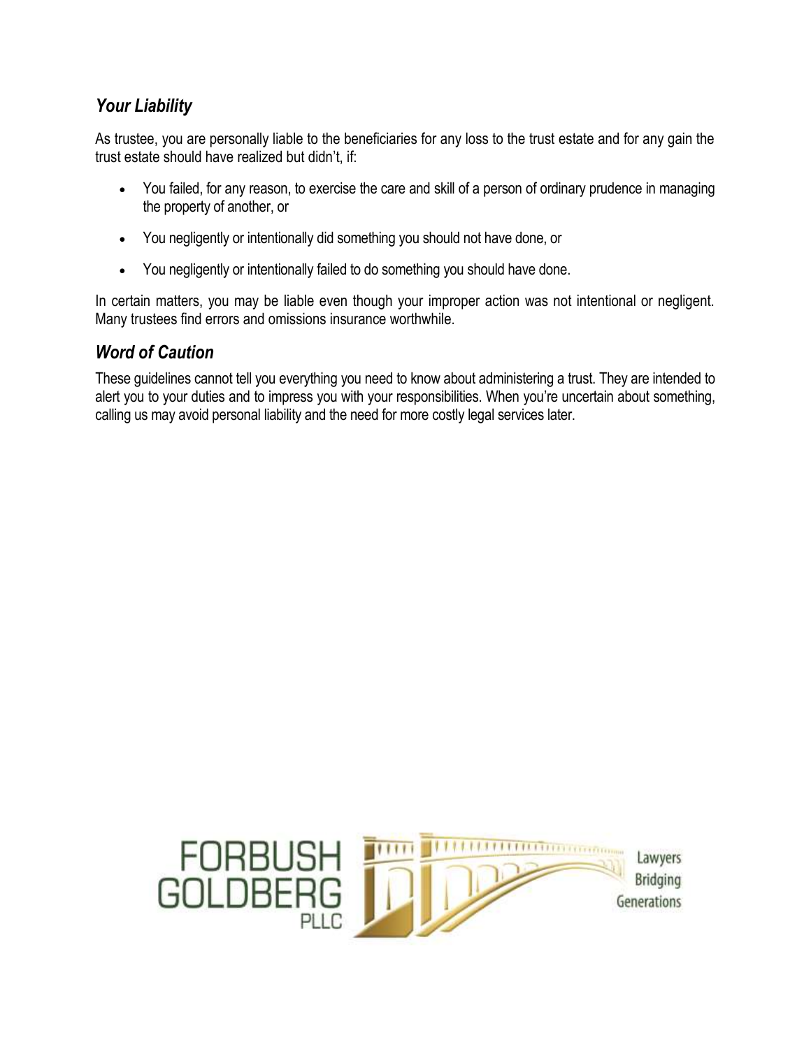## *Your Liability*

As trustee, you are personally liable to the beneficiaries for any loss to the trust estate and for any gain the trust estate should have realized but didn't, if:

- You failed, for any reason, to exercise the care and skill of a person of ordinary prudence in managing the property of another, or
- You negligently or intentionally did something you should not have done, or
- You negligently or intentionally failed to do something you should have done.

In certain matters, you may be liable even though your improper action was not intentional or negligent. Many trustees find errors and omissions insurance worthwhile.

## *Word of Caution*

These guidelines cannot tell you everything you need to know about administering a trust. They are intended to alert you to your duties and to impress you with your responsibilities. When you're uncertain about something, calling us may avoid personal liability and the need for more costly legal services later.

FORBUSH GOLDBERG PLLC

Lawyers Bridging Generations